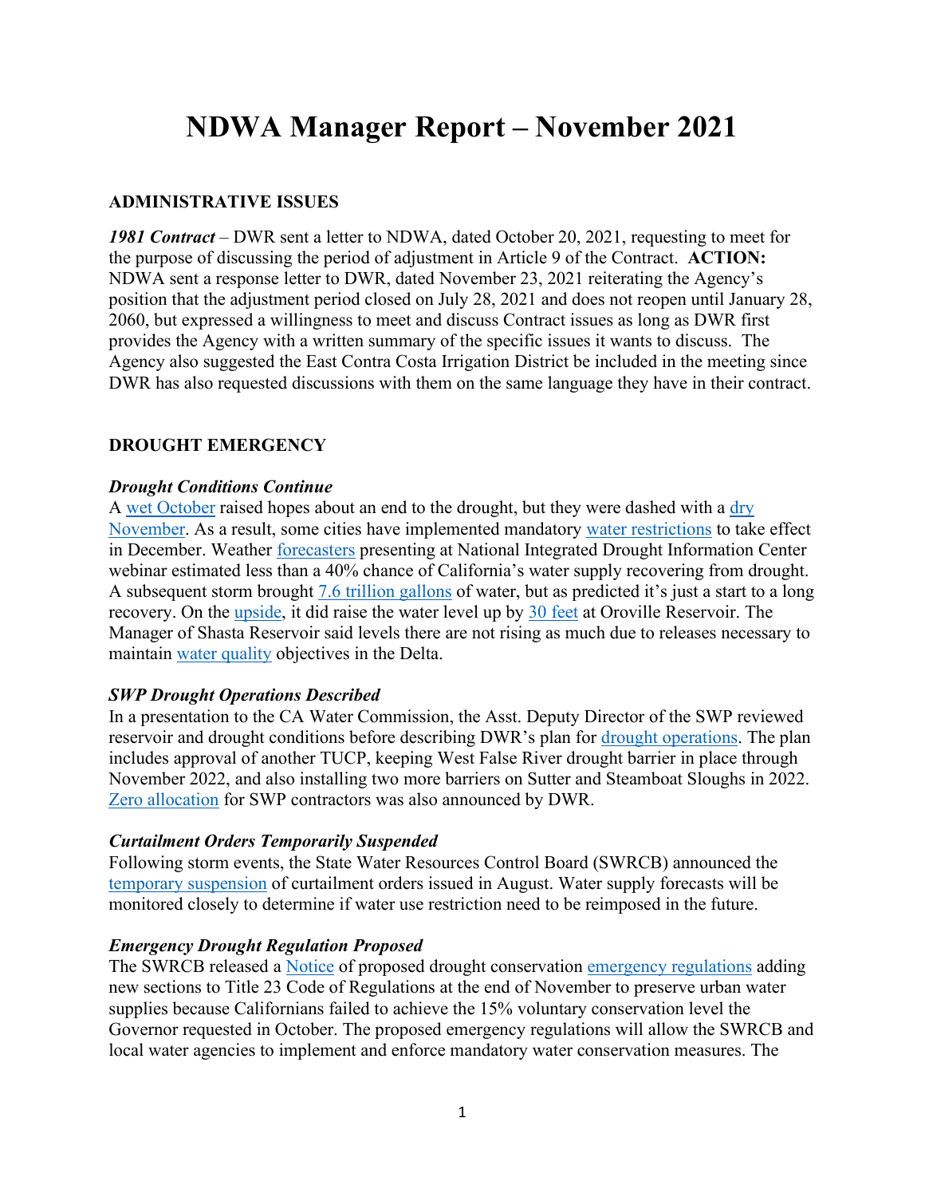# NDWA Manager Report – November 2021

## ADMINISTRATIVE ISSUES

***1981 Contract*** – DWR sent a letter to NDWA, dated October 20, 2021, requesting to meet for the purpose of discussing the period of adjustment in Article 9 of the Contract. **ACTION:** NDWA sent a response letter to DWR, dated November 23, 2021 reiterating the Agency's position that the adjustment period closed on July 28, 2021 and does not reopen until January 28, 2060, but expressed a willingness to meet and discuss Contract issues as long as DWR first provides the Agency with a written summary of the specific issues it wants to discuss. The Agency also suggested the East Contra Costa Irrigation District be included in the meeting since DWR has also requested discussions with them on the same language they have in their contract.

## DROUGHT EMERGENCY

### *Drought Conditions Continue*

A wet October raised hopes about an end to the drought, but they were dashed with a dry November. As a result, some cities have implemented mandatory water restrictions to take effect in December. Weather forecasters presenting at National Integrated Drought Information Center webinar estimated less than a 40% chance of California's water supply recovering from drought. A subsequent storm brought 7.6 trillion gallons of water, but as predicted it's just a start to a long recovery. On the upside, it did raise the water level up by 30 feet at Oroville Reservoir. The Manager of Shasta Reservoir said levels there are not rising as much due to releases necessary to maintain water quality objectives in the Delta.

### *SWP Drought Operations Described*

In a presentation to the CA Water Commission, the Asst. Deputy Director of the SWP reviewed reservoir and drought conditions before describing DWR's plan for drought operations. The plan includes approval of another TUCP, keeping West False River drought barrier in place through November 2022, and also installing two more barriers on Sutter and Steamboat Sloughs in 2022. Zero allocation for SWP contractors was also announced by DWR.

### *Curtailment Orders Temporarily Suspended*

Following storm events, the State Water Resources Control Board (SWRCB) announced the temporary suspension of curtailment orders issued in August. Water supply forecasts will be monitored closely to determine if water use restriction need to be reimposed in the future.

### *Emergency Drought Regulation Proposed*

The SWRCB released a Notice of proposed drought conservation emergency regulations adding new sections to Title 23 Code of Regulations at the end of November to preserve urban water supplies because Californians failed to achieve the 15% voluntary conservation level the Governor requested in October. The proposed emergency regulations will allow the SWRCB and local water agencies to implement and enforce mandatory water conservation measures. The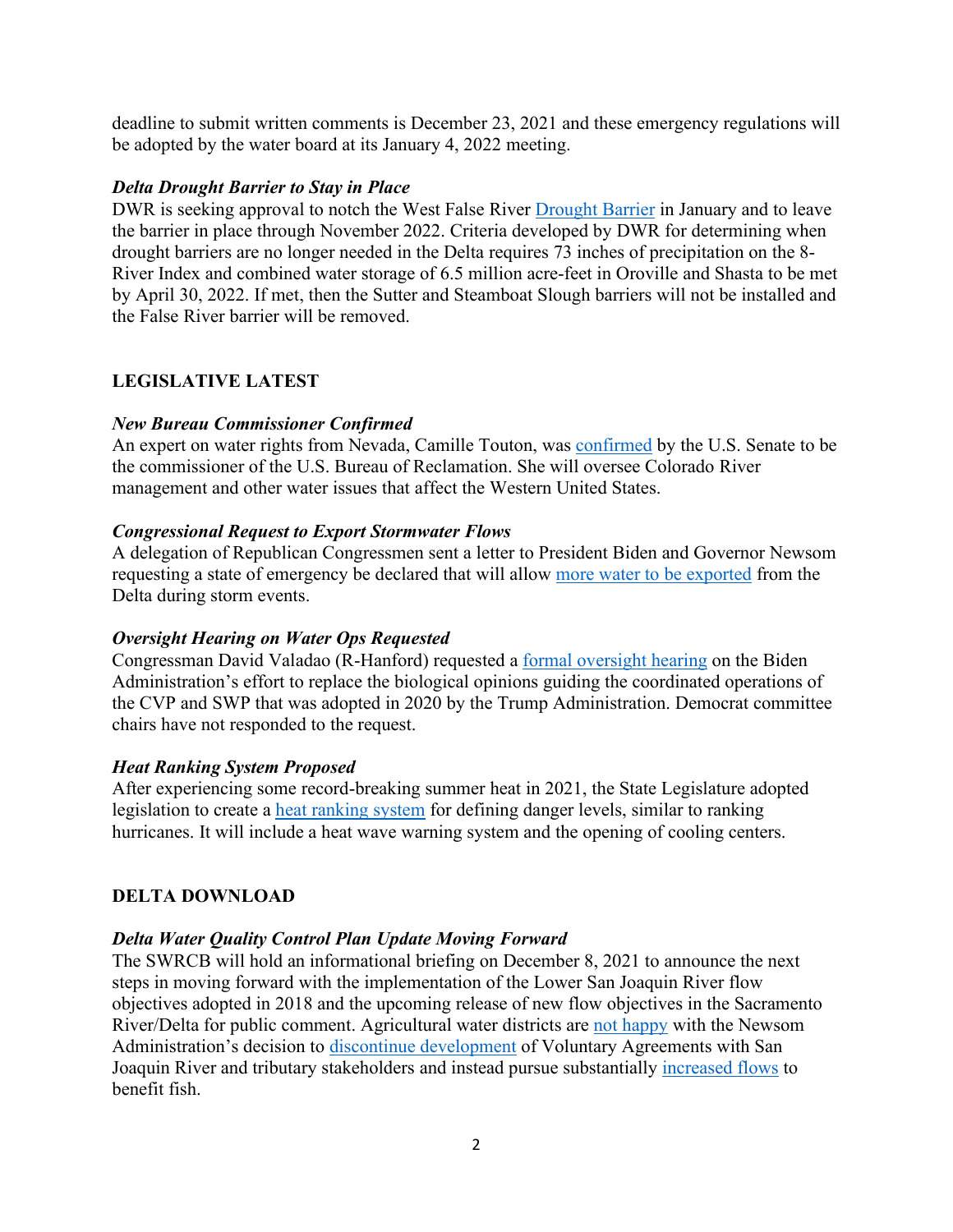deadline to submit written comments is December 23, 2021 and these emergency regulations will be adopted by the water board at its January 4, 2022 meeting.

***Delta Drought Barrier to Stay in Place***

DWR is seeking approval to notch the West False River Drought Barrier in January and to leave the barrier in place through November 2022. Criteria developed by DWR for determining when drought barriers are no longer needed in the Delta requires 73 inches of precipitation on the 8-River Index and combined water storage of 6.5 million acre-feet in Oroville and Shasta to be met by April 30, 2022. If met, then the Sutter and Steamboat Slough barriers will not be installed and the False River barrier will be removed.

## LEGISLATIVE LATEST

***New Bureau Commissioner Confirmed***

An expert on water rights from Nevada, Camille Touton, was confirmed by the U.S. Senate to be the commissioner of the U.S. Bureau of Reclamation. She will oversee Colorado River management and other water issues that affect the Western United States.

***Congressional Request to Export Stormwater Flows***

A delegation of Republican Congressmen sent a letter to President Biden and Governor Newsom requesting a state of emergency be declared that will allow more water to be exported from the Delta during storm events.

***Oversight Hearing on Water Ops Requested***

Congressman David Valadao (R-Hanford) requested a formal oversight hearing on the Biden Administration's effort to replace the biological opinions guiding the coordinated operations of the CVP and SWP that was adopted in 2020 by the Trump Administration. Democrat committee chairs have not responded to the request.

***Heat Ranking System Proposed***

After experiencing some record-breaking summer heat in 2021, the State Legislature adopted legislation to create a heat ranking system for defining danger levels, similar to ranking hurricanes. It will include a heat wave warning system and the opening of cooling centers.

## DELTA DOWNLOAD

***Delta Water Quality Control Plan Update Moving Forward***

The SWRCB will hold an informational briefing on December 8, 2021 to announce the next steps in moving forward with the implementation of the Lower San Joaquin River flow objectives adopted in 2018 and the upcoming release of new flow objectives in the Sacramento River/Delta for public comment. Agricultural water districts are not happy with the Newsom Administration's decision to discontinue development of Voluntary Agreements with San Joaquin River and tributary stakeholders and instead pursue substantially increased flows to benefit fish.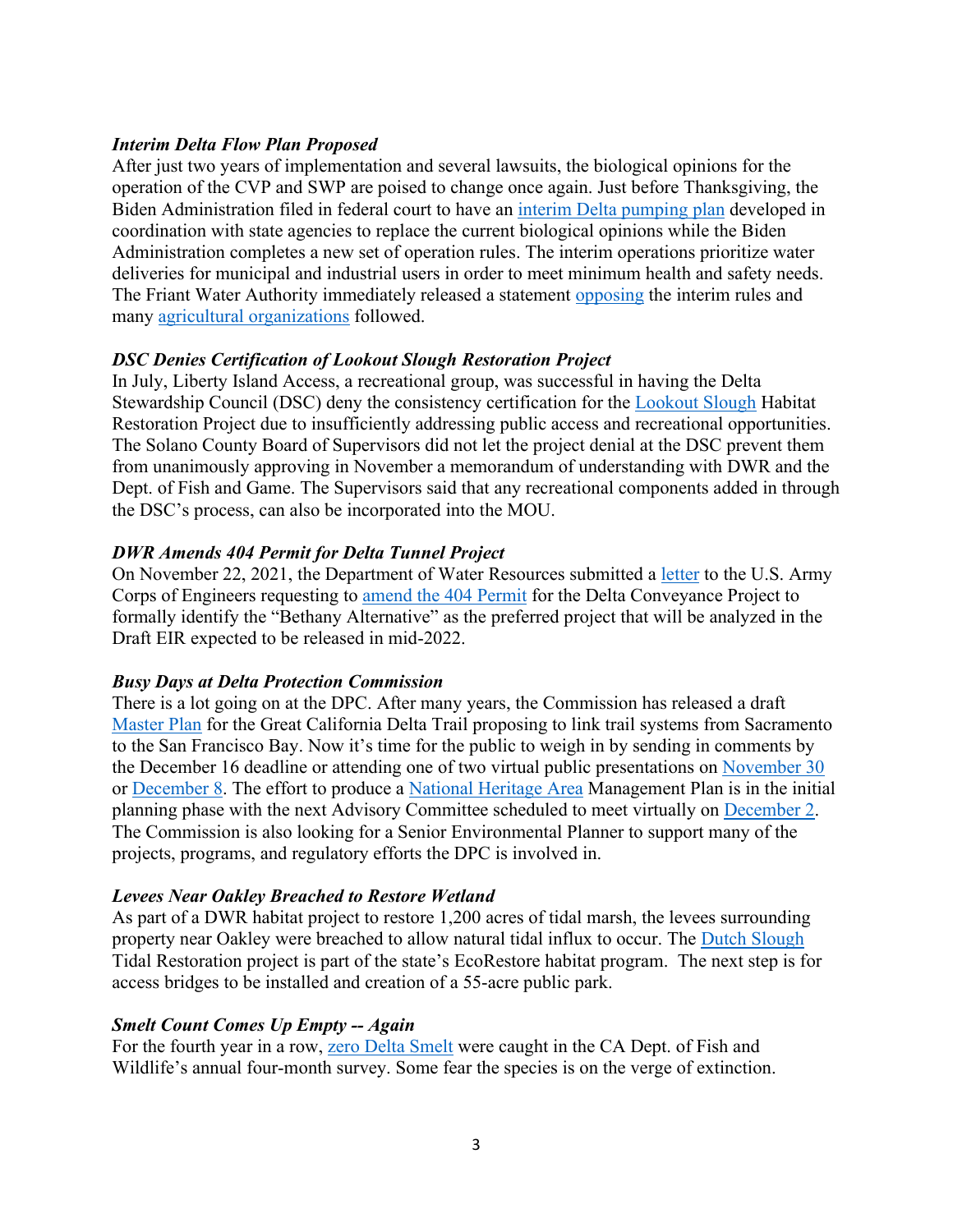***Interim Delta Flow Plan Proposed***

After just two years of implementation and several lawsuits, the biological opinions for the operation of the CVP and SWP are poised to change once again. Just before Thanksgiving, the Biden Administration filed in federal court to have an interim Delta pumping plan developed in coordination with state agencies to replace the current biological opinions while the Biden Administration completes a new set of operation rules. The interim operations prioritize water deliveries for municipal and industrial users in order to meet minimum health and safety needs. The Friant Water Authority immediately released a statement opposing the interim rules and many agricultural organizations followed.

***DSC Denies Certification of Lookout Slough Restoration Project***

In July, Liberty Island Access, a recreational group, was successful in having the Delta Stewardship Council (DSC) deny the consistency certification for the Lookout Slough Habitat Restoration Project due to insufficiently addressing public access and recreational opportunities. The Solano County Board of Supervisors did not let the project denial at the DSC prevent them from unanimously approving in November a memorandum of understanding with DWR and the Dept. of Fish and Game. The Supervisors said that any recreational components added in through the DSC's process, can also be incorporated into the MOU.

***DWR Amends 404 Permit for Delta Tunnel Project***

On November 22, 2021, the Department of Water Resources submitted a letter to the U.S. Army Corps of Engineers requesting to amend the 404 Permit for the Delta Conveyance Project to formally identify the "Bethany Alternative" as the preferred project that will be analyzed in the Draft EIR expected to be released in mid-2022.

***Busy Days at Delta Protection Commission***

There is a lot going on at the DPC. After many years, the Commission has released a draft Master Plan for the Great California Delta Trail proposing to link trail systems from Sacramento to the San Francisco Bay. Now it's time for the public to weigh in by sending in comments by the December 16 deadline or attending one of two virtual public presentations on November 30 or December 8. The effort to produce a National Heritage Area Management Plan is in the initial planning phase with the next Advisory Committee scheduled to meet virtually on December 2. The Commission is also looking for a Senior Environmental Planner to support many of the projects, programs, and regulatory efforts the DPC is involved in.

***Levees Near Oakley Breached to Restore Wetland***

As part of a DWR habitat project to restore 1,200 acres of tidal marsh, the levees surrounding property near Oakley were breached to allow natural tidal influx to occur. The Dutch Slough Tidal Restoration project is part of the state's EcoRestore habitat program. The next step is for access bridges to be installed and creation of a 55-acre public park.

***Smelt Count Comes Up Empty -- Again***

For the fourth year in a row, zero Delta Smelt were caught in the CA Dept. of Fish and Wildlife's annual four-month survey. Some fear the species is on the verge of extinction.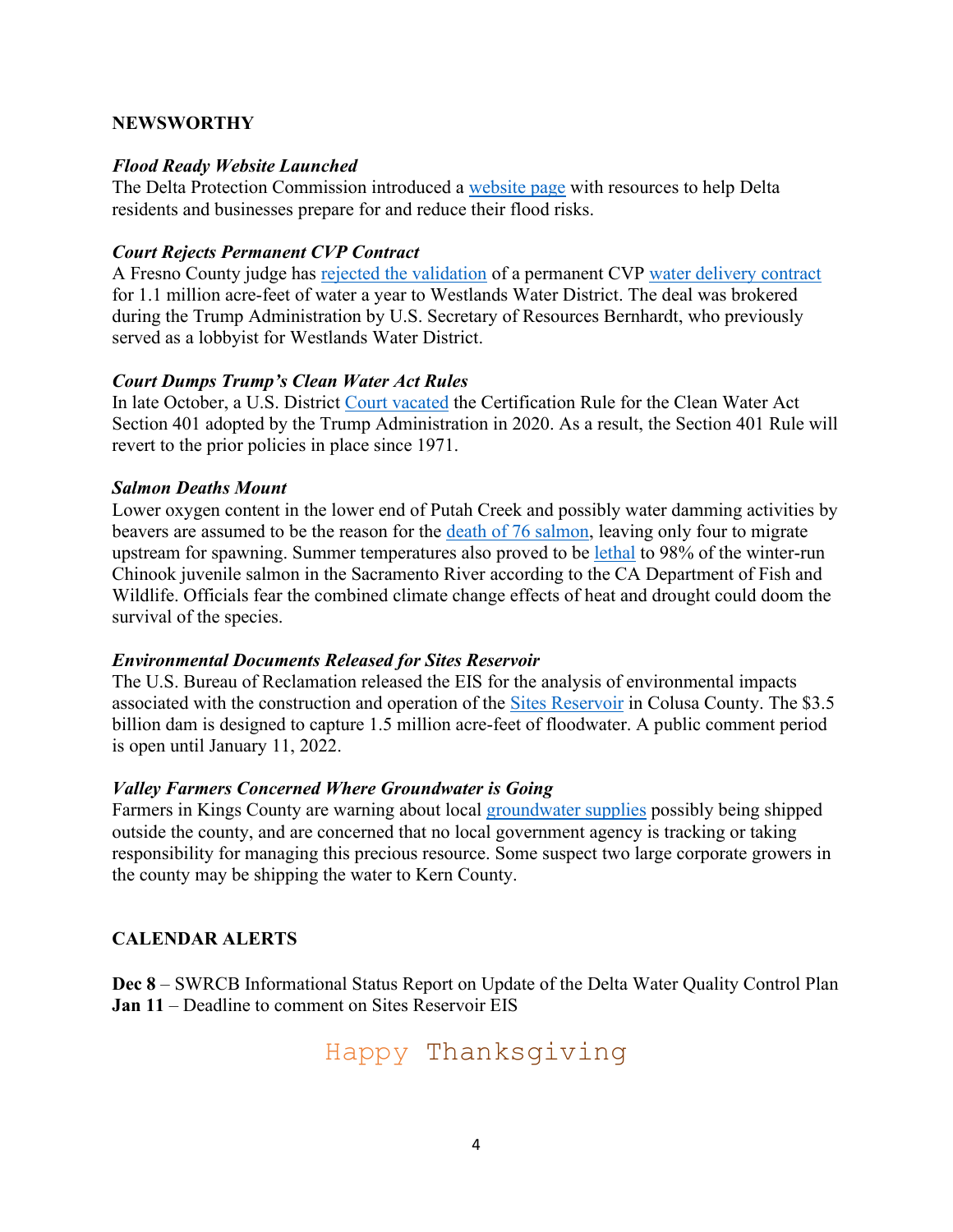## NEWSWORTHY

***Flood Ready Website Launched***

The Delta Protection Commission introduced a website page with resources to help Delta residents and businesses prepare for and reduce their flood risks.

***Court Rejects Permanent CVP Contract***

A Fresno County judge has rejected the validation of a permanent CVP water delivery contract for 1.1 million acre-feet of water a year to Westlands Water District. The deal was brokered during the Trump Administration by U.S. Secretary of Resources Bernhardt, who previously served as a lobbyist for Westlands Water District.

***Court Dumps Trump's Clean Water Act Rules***

In late October, a U.S. District Court vacated the Certification Rule for the Clean Water Act Section 401 adopted by the Trump Administration in 2020. As a result, the Section 401 Rule will revert to the prior policies in place since 1971.

***Salmon Deaths Mount***

Lower oxygen content in the lower end of Putah Creek and possibly water damming activities by beavers are assumed to be the reason for the death of 76 salmon, leaving only four to migrate upstream for spawning. Summer temperatures also proved to be lethal to 98% of the winter-run Chinook juvenile salmon in the Sacramento River according to the CA Department of Fish and Wildlife. Officials fear the combined climate change effects of heat and drought could doom the survival of the species.

***Environmental Documents Released for Sites Reservoir***

The U.S. Bureau of Reclamation released the EIS for the analysis of environmental impacts associated with the construction and operation of the Sites Reservoir in Colusa County. The $3.5 billion dam is designed to capture 1.5 million acre-feet of floodwater. A public comment period is open until January 11, 2022.

***Valley Farmers Concerned Where Groundwater is Going***

Farmers in Kings County are warning about local groundwater supplies possibly being shipped outside the county, and are concerned that no local government agency is tracking or taking responsibility for managing this precious resource. Some suspect two large corporate growers in the county may be shipping the water to Kern County.

## CALENDAR ALERTS

**Dec 8** – SWRCB Informational Status Report on Update of the Delta Water Quality Control Plan
**Jan 11** – Deadline to comment on Sites Reservoir EIS

Happy Thanksgiving